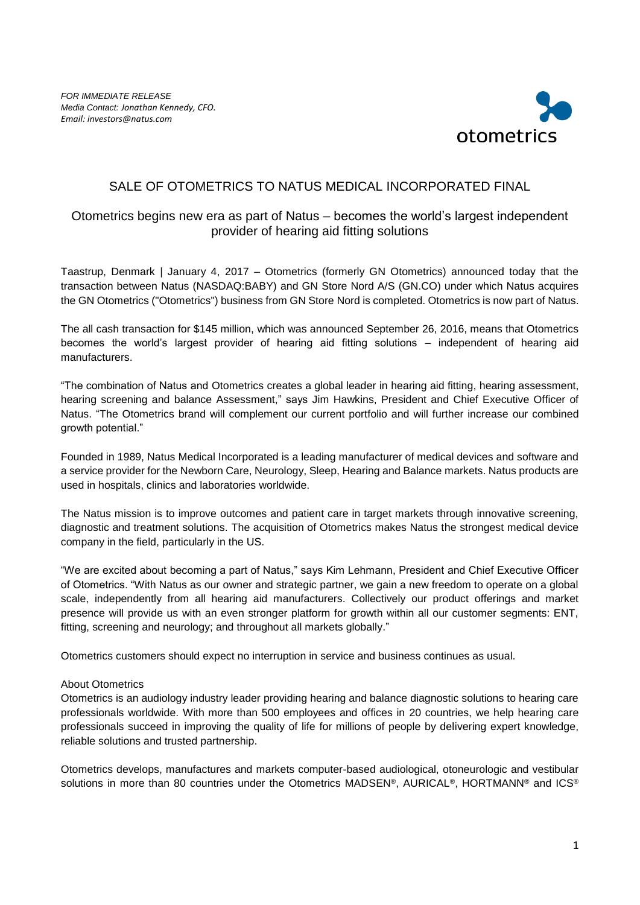*FOR IMMEDIATE RELEASE*
*Media Contact: Jonathan Kennedy, CFO.*
*Email: investors@natus.com*

otometrics

# SALE OF OTOMETRICS TO NATUS MEDICAL INCORPORATED FINAL

## Otometrics begins new era as part of Natus – becomes the world's largest independent provider of hearing aid fitting solutions

Taastrup, Denmark | January 4, 2017 – Otometrics (formerly GN Otometrics) announced today that the transaction between Natus (NASDAQ:BABY) and GN Store Nord A/S (GN.CO) under which Natus acquires the GN Otometrics ("Otometrics") business from GN Store Nord is completed. Otometrics is now part of Natus.

The all cash transaction for $145 million, which was announced September 26, 2016, means that Otometrics becomes the world's largest provider of hearing aid fitting solutions – independent of hearing aid manufacturers.

"The combination of Natus and Otometrics creates a global leader in hearing aid fitting, hearing assessment, hearing screening and balance Assessment," says Jim Hawkins, President and Chief Executive Officer of Natus. "The Otometrics brand will complement our current portfolio and will further increase our combined growth potential."

Founded in 1989, Natus Medical Incorporated is a leading manufacturer of medical devices and software and a service provider for the Newborn Care, Neurology, Sleep, Hearing and Balance markets. Natus products are used in hospitals, clinics and laboratories worldwide.

The Natus mission is to improve outcomes and patient care in target markets through innovative screening, diagnostic and treatment solutions. The acquisition of Otometrics makes Natus the strongest medical device company in the field, particularly in the US.

"We are excited about becoming a part of Natus," says Kim Lehmann, President and Chief Executive Officer of Otometrics. "With Natus as our owner and strategic partner, we gain a new freedom to operate on a global scale, independently from all hearing aid manufacturers. Collectively our product offerings and market presence will provide us with an even stronger platform for growth within all our customer segments: ENT, fitting, screening and neurology; and throughout all markets globally."

Otometrics customers should expect no interruption in service and business continues as usual.

About Otometrics

Otometrics is an audiology industry leader providing hearing and balance diagnostic solutions to hearing care professionals worldwide. With more than 500 employees and offices in 20 countries, we help hearing care professionals succeed in improving the quality of life for millions of people by delivering expert knowledge, reliable solutions and trusted partnership.

Otometrics develops, manufactures and markets computer-based audiological, otoneurologic and vestibular solutions in more than 80 countries under the Otometrics MADSEN®, AURICAL®, HORTMANN® and ICS®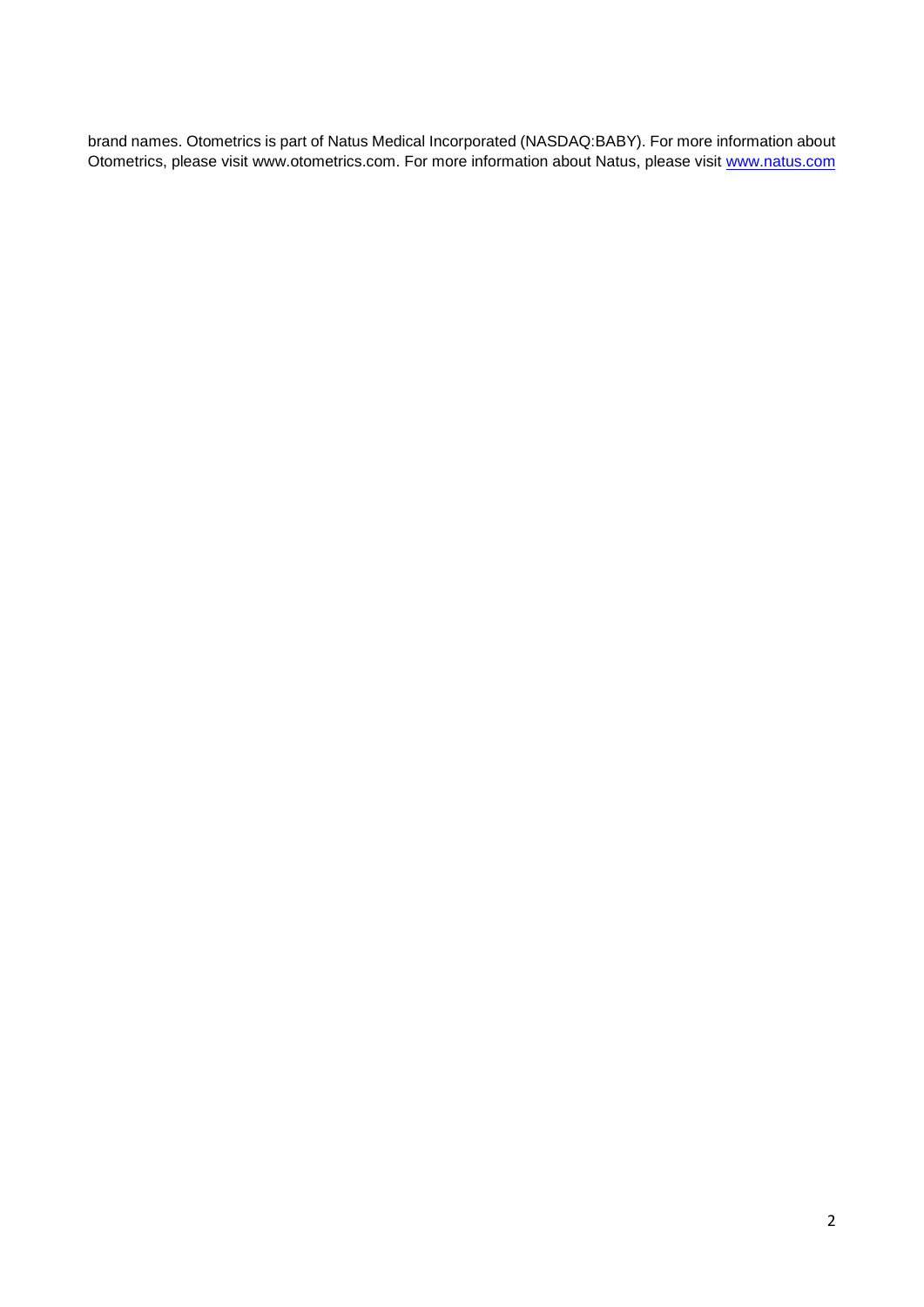brand names. Otometrics is part of Natus Medical Incorporated (NASDAQ:BABY). For more information about Otometrics, please visit www.otometrics.com. For more information about Natus, please visit [www.natus.com](http://www.natus.com)